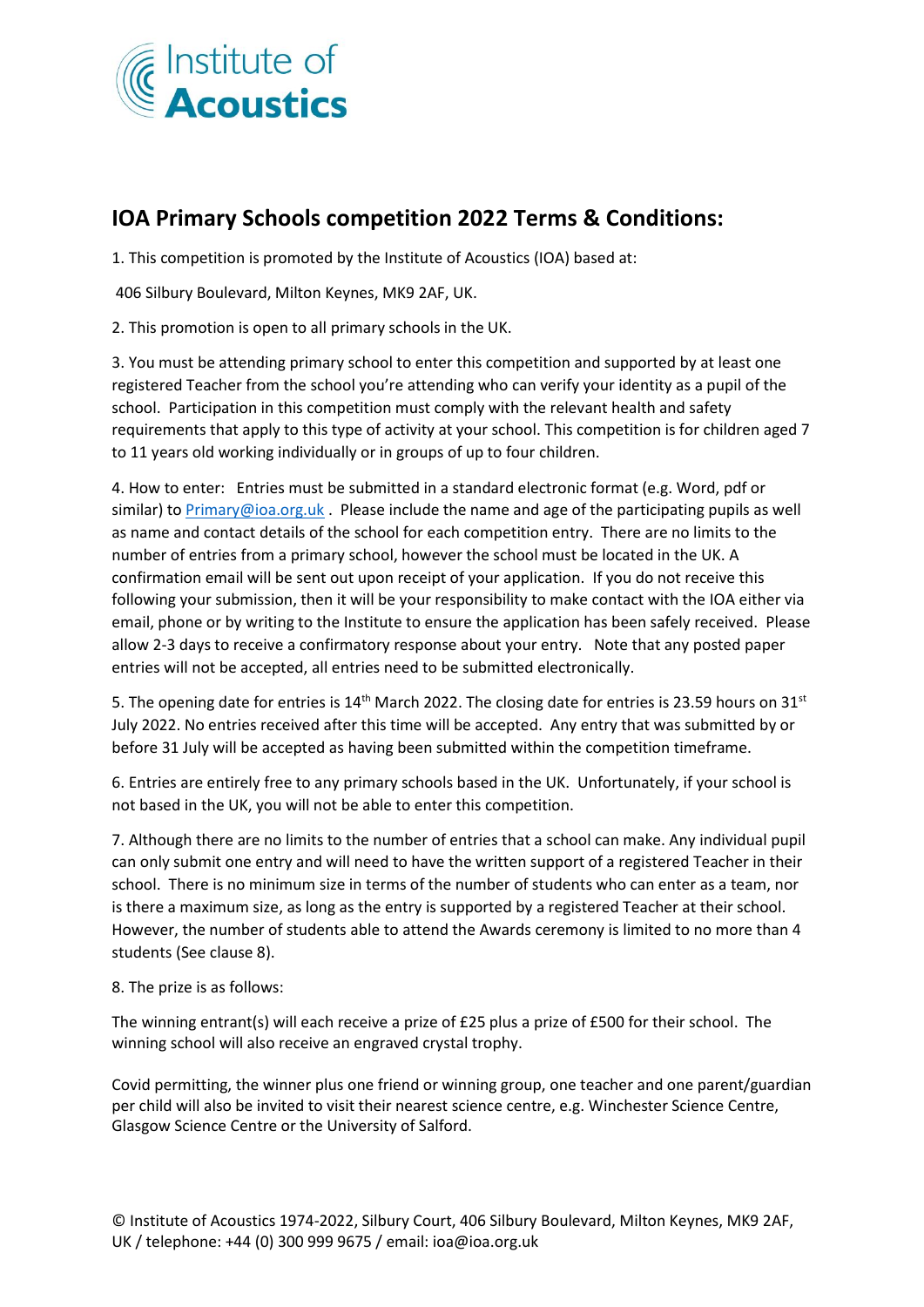Institute of **Acoustics**

## IOA Primary Schools competition 2022 Terms & Conditions:

1. This competition is promoted by the Institute of Acoustics (IOA) based at:

406 Silbury Boulevard, Milton Keynes, MK9 2AF, UK.

2. This promotion is open to all primary schools in the UK.

3. You must be attending primary school to enter this competition and supported by at least one registered Teacher from the school you're attending who can verify your identity as a pupil of the school. Participation in this competition must comply with the relevant health and safety requirements that apply to this type of activity at your school. This competition is for children aged 7 to 11 years old working individually or in groups of up to four children.

4. How to enter: Entries must be submitted in a standard electronic format (e.g. Word, pdf or similar) to Primary@ioa.org.uk . Please include the name and age of the participating pupils as well as name and contact details of the school for each competition entry. There are no limits to the number of entries from a primary school, however the school must be located in the UK. A confirmation email will be sent out upon receipt of your application. If you do not receive this following your submission, then it will be your responsibility to make contact with the IOA either via email, phone or by writing to the Institute to ensure the application has been safely received. Please allow 2-3 days to receive a confirmatory response about your entry. Note that any posted paper entries will not be accepted, all entries need to be submitted electronically.

5. The opening date for entries is 14th March 2022. The closing date for entries is 23.59 hours on 31st July 2022. No entries received after this time will be accepted. Any entry that was submitted by or before 31 July will be accepted as having been submitted within the competition timeframe.

6. Entries are entirely free to any primary schools based in the UK. Unfortunately, if your school is not based in the UK, you will not be able to enter this competition.

7. Although there are no limits to the number of entries that a school can make. Any individual pupil can only submit one entry and will need to have the written support of a registered Teacher in their school. There is no minimum size in terms of the number of students who can enter as a team, nor is there a maximum size, as long as the entry is supported by a registered Teacher at their school. However, the number of students able to attend the Awards ceremony is limited to no more than 4 students (See clause 8).

8. The prize is as follows:

The winning entrant(s) will each receive a prize of £25 plus a prize of £500 for their school. The winning school will also receive an engraved crystal trophy.

Covid permitting, the winner plus one friend or winning group, one teacher and one parent/guardian per child will also be invited to visit their nearest science centre, e.g. Winchester Science Centre, Glasgow Science Centre or the University of Salford.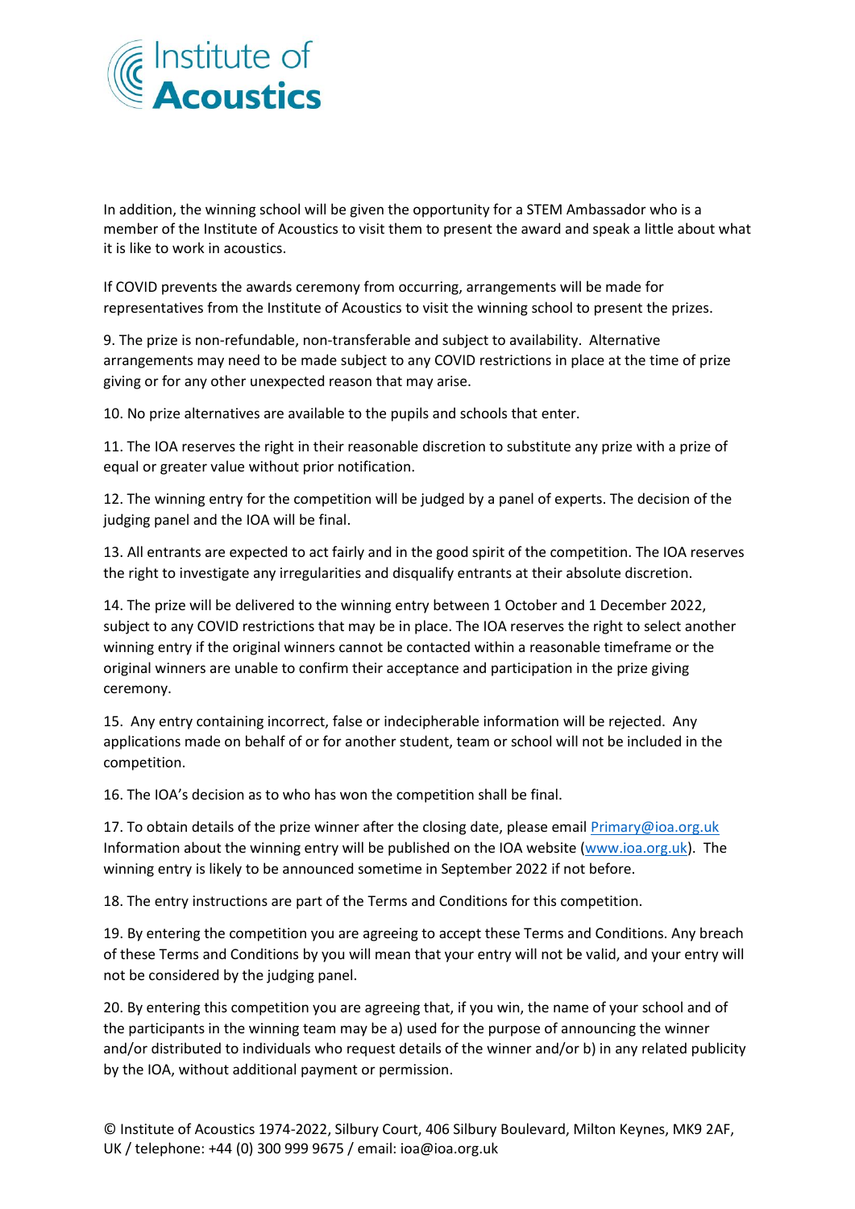In addition, the winning school will be given the opportunity for a STEM Ambassador who is a member of the Institute of Acoustics to visit them to present the award and speak a little about what it is like to work in acoustics.

If COVID prevents the awards ceremony from occurring, arrangements will be made for representatives from the Institute of Acoustics to visit the winning school to present the prizes.

9. The prize is non-refundable, non-transferable and subject to availability. Alternative arrangements may need to be made subject to any COVID restrictions in place at the time of prize giving or for any other unexpected reason that may arise.

10. No prize alternatives are available to the pupils and schools that enter.

11. The IOA reserves the right in their reasonable discretion to substitute any prize with a prize of equal or greater value without prior notification.

12. The winning entry for the competition will be judged by a panel of experts. The decision of the judging panel and the IOA will be final.

13. All entrants are expected to act fairly and in the good spirit of the competition. The IOA reserves the right to investigate any irregularities and disqualify entrants at their absolute discretion.

14. The prize will be delivered to the winning entry between 1 October and 1 December 2022, subject to any COVID restrictions that may be in place. The IOA reserves the right to select another winning entry if the original winners cannot be contacted within a reasonable timeframe or the original winners are unable to confirm their acceptance and participation in the prize giving ceremony.

15. Any entry containing incorrect, false or indecipherable information will be rejected. Any applications made on behalf of or for another student, team or school will not be included in the competition.

16. The IOA's decision as to who has won the competition shall be final.

17. To obtain details of the prize winner after the closing date, please email Primary@ioa.org.uk Information about the winning entry will be published on the IOA website (www.ioa.org.uk). The winning entry is likely to be announced sometime in September 2022 if not before.

18. The entry instructions are part of the Terms and Conditions for this competition.

19. By entering the competition you are agreeing to accept these Terms and Conditions. Any breach of these Terms and Conditions by you will mean that your entry will not be valid, and your entry will not be considered by the judging panel.

20. By entering this competition you are agreeing that, if you win, the name of your school and of the participants in the winning team may be a) used for the purpose of announcing the winner and/or distributed to individuals who request details of the winner and/or b) in any related publicity by the IOA, without additional payment or permission.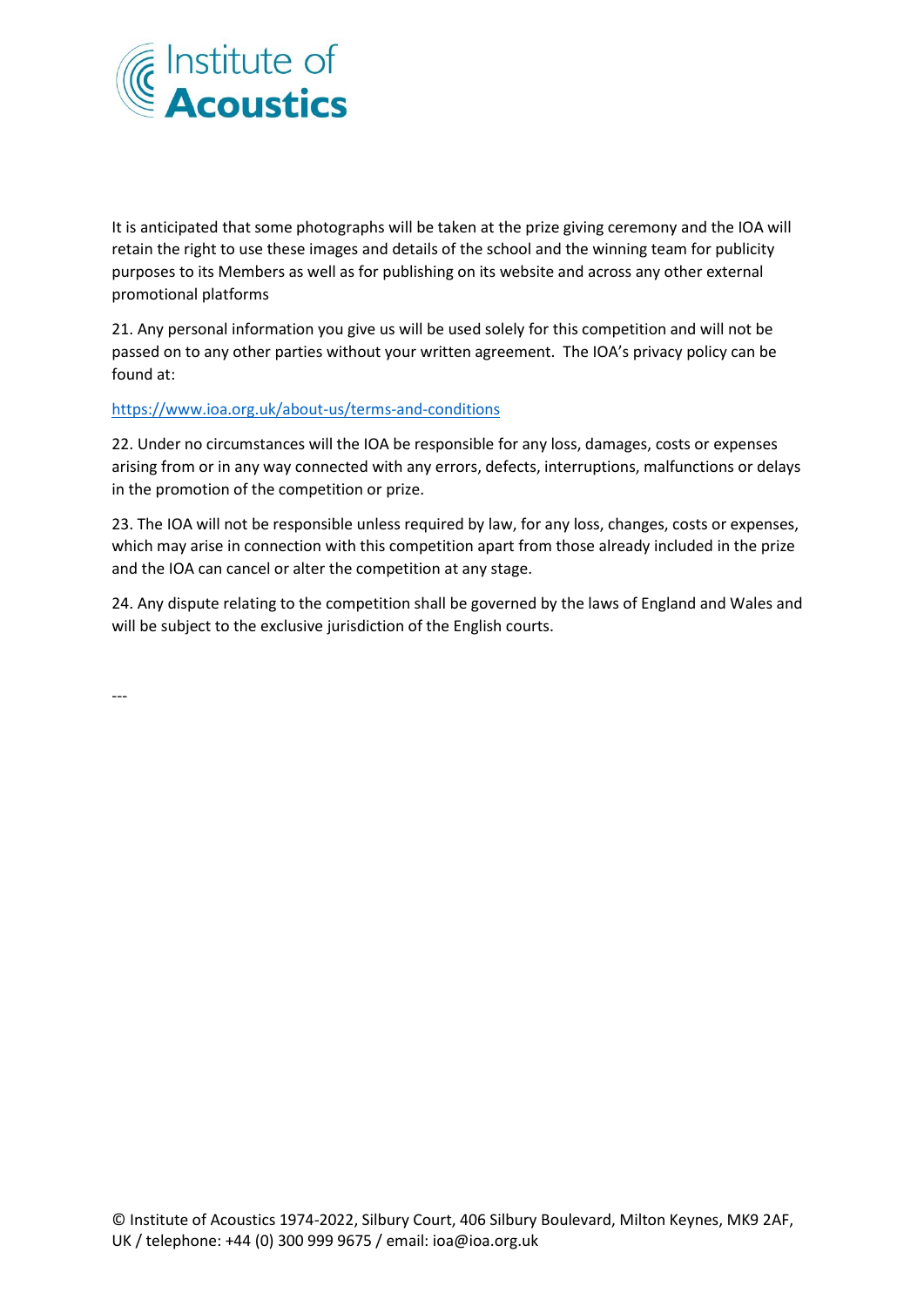It is anticipated that some photographs will be taken at the prize giving ceremony and the IOA will retain the right to use these images and details of the school and the winning team for publicity purposes to its Members as well as for publishing on its website and across any other external promotional platforms

21. Any personal information you give us will be used solely for this competition and will not be passed on to any other parties without your written agreement. The IOA's privacy policy can be found at:

https://www.ioa.org.uk/about-us/terms-and-conditions

22. Under no circumstances will the IOA be responsible for any loss, damages, costs or expenses arising from or in any way connected with any errors, defects, interruptions, malfunctions or delays in the promotion of the competition or prize.

23. The IOA will not be responsible unless required by law, for any loss, changes, costs or expenses, which may arise in connection with this competition apart from those already included in the prize and the IOA can cancel or alter the competition at any stage.

24. Any dispute relating to the competition shall be governed by the laws of England and Wales and will be subject to the exclusive jurisdiction of the English courts.

---